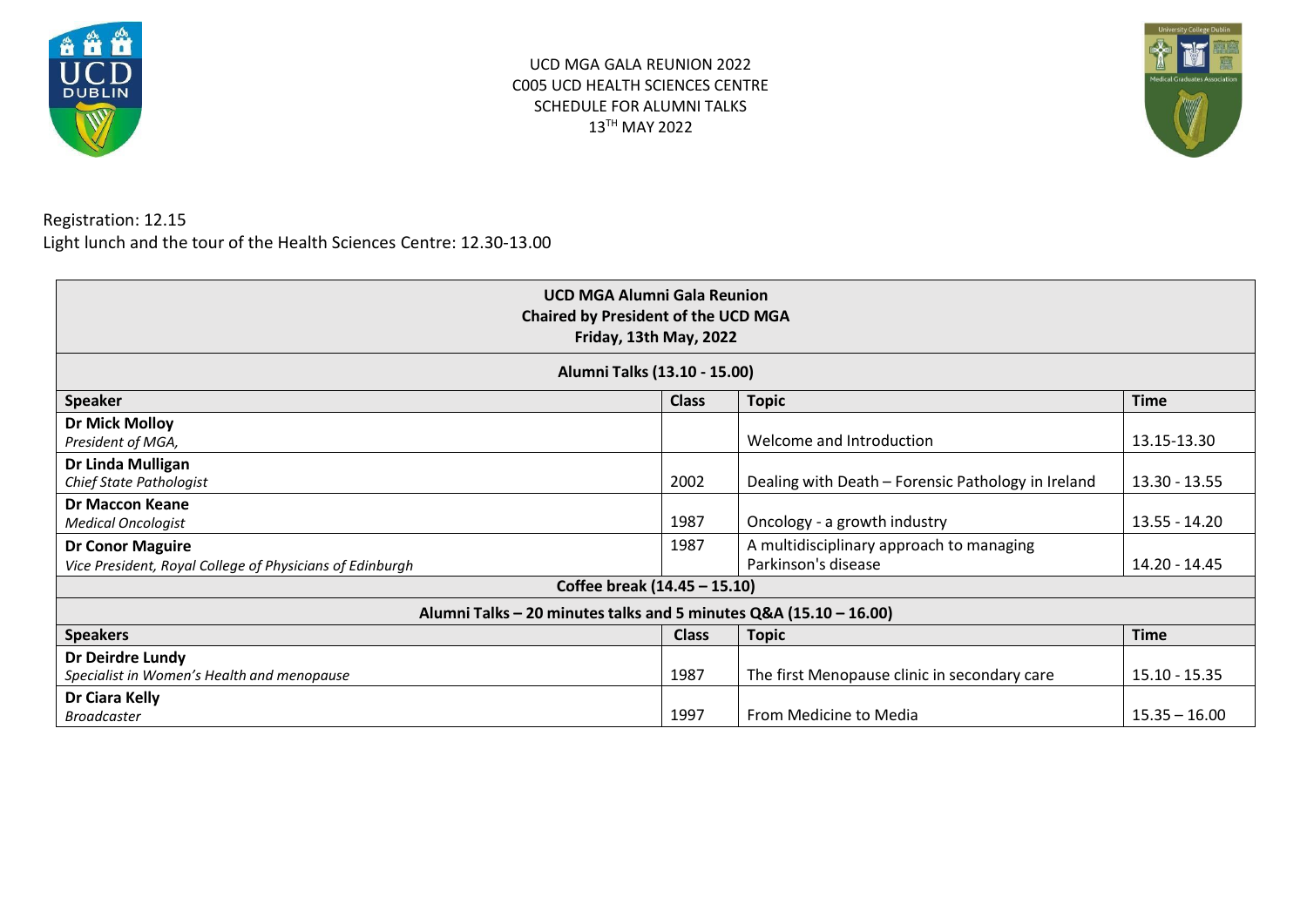UCD MGA GALA REUNION 2022
C005 UCD HEALTH SCIENCES CENTRE
SCHEDULE FOR ALUMNI TALKS
13TH MAY 2022

Registration: 12.15
Light lunch and the tour of the Health Sciences Centre: 12.30-13.00

| **UCD MGA Alumni Gala Reunion**<br>**Chaired by President of the UCD MGA**<br>**Friday, 13th May, 2022** | | | |
|---|---|---|---|
| **Alumni Talks (13.10 - 15.00)** | | | |
| **Speaker** | **Class** | **Topic** | **Time** |
| **Dr Mick Molloy**<br>*President of MGA,* | | Welcome and Introduction | 13.15-13.30 |
| **Dr Linda Mulligan**<br>*Chief State Pathologist* | 2002 | Dealing with Death – Forensic Pathology in Ireland | 13.30 - 13.55 |
| **Dr Maccon Keane**<br>*Medical Oncologist* | 1987 | Oncology - a growth industry | 13.55 - 14.20 |
| **Dr Conor Maguire**<br>*Vice President, Royal College of Physicians of Edinburgh* | 1987 | A multidisciplinary approach to managing Parkinson's disease | 14.20 - 14.45 |
| **Coffee break (14.45 – 15.10)** | | | |
| **Alumni Talks – 20 minutes talks and 5 minutes Q&A (15.10 – 16.00)** | | | |
| **Speakers** | **Class** | **Topic** | **Time** |
| **Dr Deirdre Lundy**<br>*Specialist in Women's Health and menopause* | 1987 | The first Menopause clinic in secondary care | 15.10 - 15.35 |
| **Dr Ciara Kelly**<br>*Broadcaster* | 1997 | From Medicine to Media | 15.35 – 16.00 |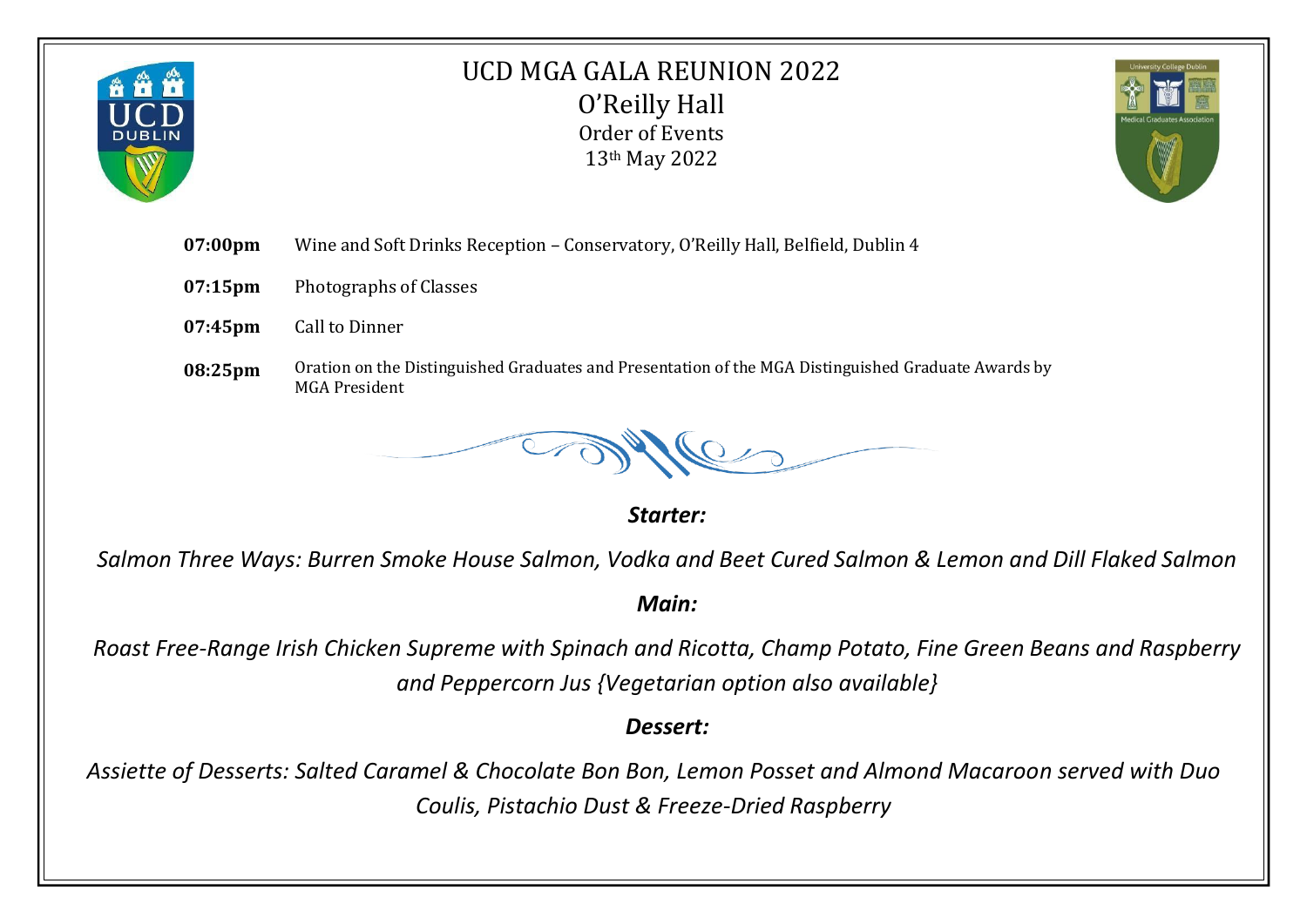# UCD MGA GALA REUNION 2022

## O'Reilly Hall

Order of Events

13th May 2022

| | |
|---|---|
| **07:00pm** | Wine and Soft Drinks Reception – Conservatory, O'Reilly Hall, Belfield, Dublin 4 |
| **07:15pm** | Photographs of Classes |
| **07:45pm** | Call to Dinner |
| **08:25pm** | Oration on the Distinguished Graduates and Presentation of the MGA Distinguished Graduate Awards by MGA President |

***Starter:***

*Salmon Three Ways: Burren Smoke House Salmon, Vodka and Beet Cured Salmon & Lemon and Dill Flaked Salmon*

***Main:***

*Roast Free-Range Irish Chicken Supreme with Spinach and Ricotta, Champ Potato, Fine Green Beans and Raspberry and Peppercorn Jus {Vegetarian option also available}*

***Dessert:***

*Assiette of Desserts: Salted Caramel & Chocolate Bon Bon, Lemon Posset and Almond Macaroon served with Duo Coulis, Pistachio Dust & Freeze-Dried Raspberry*